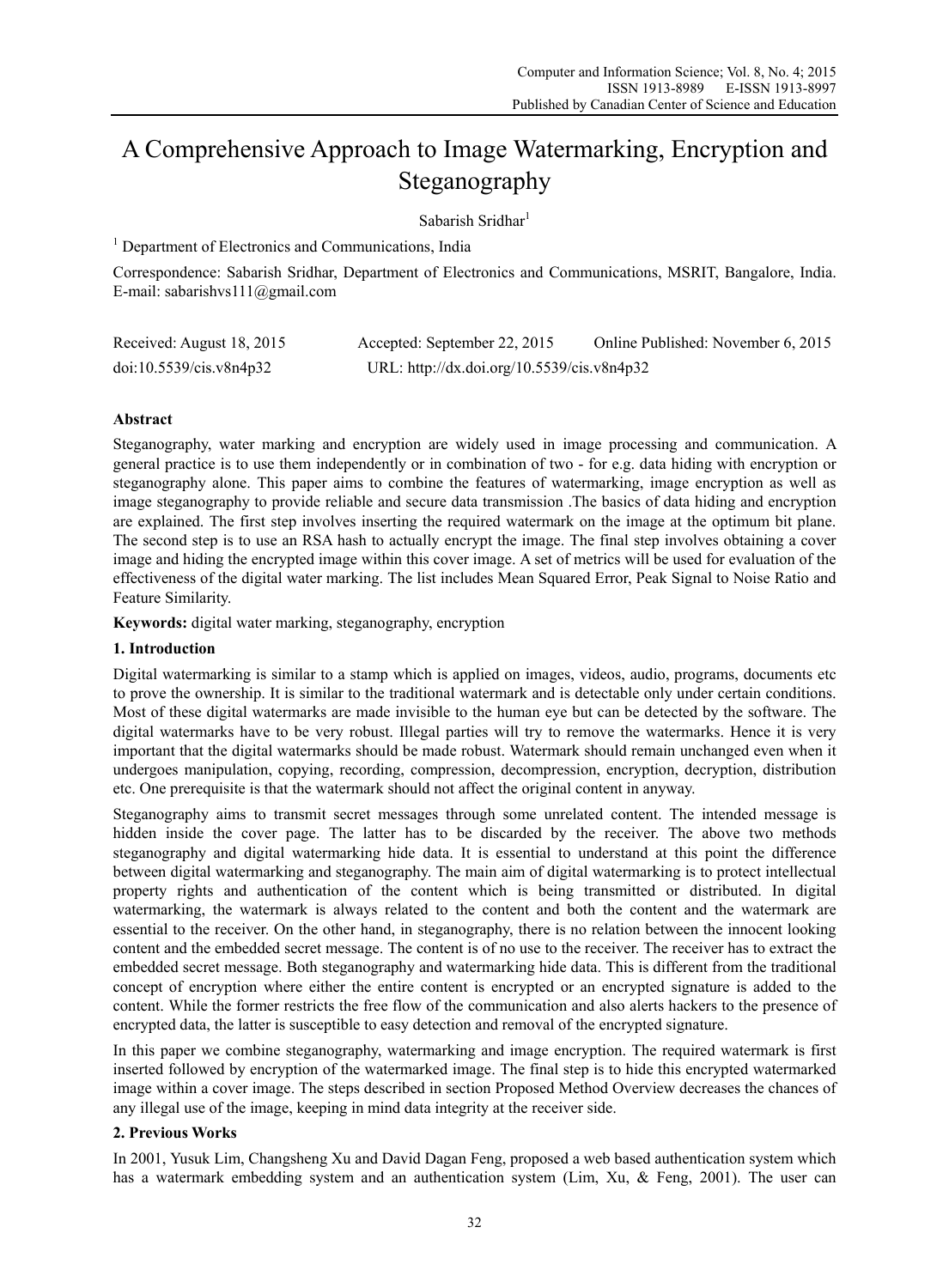// A Comprehensive Approach to Image Watermarking, Encryption and Steganography

Sabarish Sridhar[1]

[1] Department of Electronics and Communications, India

Correspondence: Sabarish Sridhar, Department of Electronics and Communications, MSRIT, Bangalore, India. E-mail: sabarishvs111@gmail.com

Received: August 18, 2015   Accepted: September 22, 2015   Online Published: November 6, 2015

doi:10.5539/cis.v8n4p32   URL: http://dx.doi.org/10.5539/cis.v8n4p32

## Abstract

Steganography, water marking and encryption are widely used in image processing and communication. A general practice is to use them independently or in combination of two - for e.g. data hiding with encryption or steganography alone. This paper aims to combine the features of watermarking, image encryption as well as image steganography to provide reliable and secure data transmission .The basics of data hiding and encryption are explained. The first step involves inserting the required watermark on the image at the optimum bit plane. The second step is to use an RSA hash to actually encrypt the image. The final step involves obtaining a cover image and hiding the encrypted image within this cover image. A set of metrics will be used for evaluation of the effectiveness of the digital water marking. The list includes Mean Squared Error, Peak Signal to Noise Ratio and Feature Similarity.

**Keywords:** digital water marking, steganography, encryption

## 1. Introduction

Digital watermarking is similar to a stamp which is applied on images, videos, audio, programs, documents etc to prove the ownership. It is similar to the traditional watermark and is detectable only under certain conditions. Most of these digital watermarks are made invisible to the human eye but can be detected by the software. The digital watermarks have to be very robust. Illegal parties will try to remove the watermarks. Hence it is very important that the digital watermarks should be made robust. Watermark should remain unchanged even when it undergoes manipulation, copying, recording, compression, decompression, encryption, decryption, distribution etc. One prerequisite is that the watermark should not affect the original content in anyway.

Steganography aims to transmit secret messages through some unrelated content. The intended message is hidden inside the cover page. The latter has to be discarded by the receiver. The above two methods steganography and digital watermarking hide data. It is essential to understand at this point the difference between digital watermarking and steganography. The main aim of digital watermarking is to protect intellectual property rights and authentication of the content which is being transmitted or distributed. In digital watermarking, the watermark is always related to the content and both the content and the watermark are essential to the receiver. On the other hand, in steganography, there is no relation between the innocent looking content and the embedded secret message. The content is of no use to the receiver. The receiver has to extract the embedded secret message. Both steganography and watermarking hide data. This is different from the traditional concept of encryption where either the entire content is encrypted or an encrypted signature is added to the content. While the former restricts the free flow of the communication and also alerts hackers to the presence of encrypted data, the latter is susceptible to easy detection and removal of the encrypted signature.

In this paper we combine steganography, watermarking and image encryption. The required watermark is first inserted followed by encryption of the watermarked image. The final step is to hide this encrypted watermarked image within a cover image. The steps described in section Proposed Method Overview decreases the chances of any illegal use of the image, keeping in mind data integrity at the receiver side.

## 2. Previous Works

In 2001, Yusuk Lim, Changsheng Xu and David Dagan Feng, proposed a web based authentication system which has a watermark embedding system and an authentication system (Lim, Xu, & Feng, 2001). The user can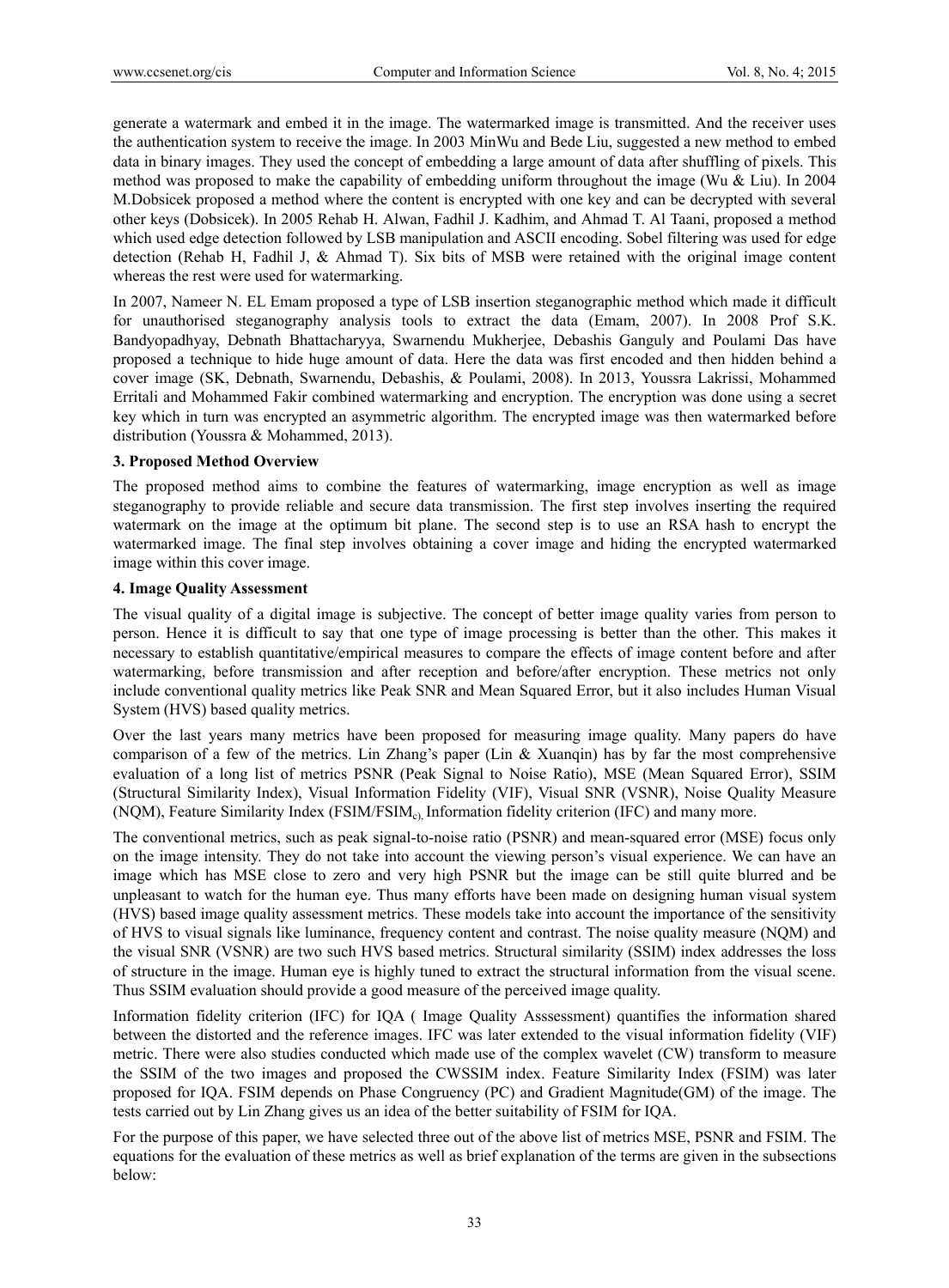generate a watermark and embed it in the image. The watermarked image is transmitted. And the receiver uses the authentication system to receive the image. In 2003 MinWu and Bede Liu, suggested a new method to embed data in binary images. They used the concept of embedding a large amount of data after shuffling of pixels. This method was proposed to make the capability of embedding uniform throughout the image (Wu & Liu). In 2004 M.Dobsicek proposed a method where the content is encrypted with one key and can be decrypted with several other keys (Dobsicek). In 2005 Rehab H. Alwan, Fadhil J. Kadhim, and Ahmad T. Al Taani, proposed a method which used edge detection followed by LSB manipulation and ASCII encoding. Sobel filtering was used for edge detection (Rehab H, Fadhil J, & Ahmad T). Six bits of MSB were retained with the original image content whereas the rest were used for watermarking.

In 2007, Nameer N. EL Emam proposed a type of LSB insertion steganographic method which made it difficult for unauthorised steganography analysis tools to extract the data (Emam, 2007). In 2008 Prof S.K. Bandyopadhyay, Debnath Bhattacharyya, Swarnendu Mukherjee, Debashis Ganguly and Poulami Das have proposed a technique to hide huge amount of data. Here the data was first encoded and then hidden behind a cover image (SK, Debnath, Swarnendu, Debashis, & Poulami, 2008). In 2013, Youssra Lakrissi, Mohammed Erritali and Mohammed Fakir combined watermarking and encryption. The encryption was done using a secret key which in turn was encrypted an asymmetric algorithm. The encrypted image was then watermarked before distribution (Youssra & Mohammed, 2013).

## 3. Proposed Method Overview

The proposed method aims to combine the features of watermarking, image encryption as well as image steganography to provide reliable and secure data transmission. The first step involves inserting the required watermark on the image at the optimum bit plane. The second step is to use an RSA hash to encrypt the watermarked image. The final step involves obtaining a cover image and hiding the encrypted watermarked image within this cover image.

## 4. Image Quality Assessment

The visual quality of a digital image is subjective. The concept of better image quality varies from person to person. Hence it is difficult to say that one type of image processing is better than the other. This makes it necessary to establish quantitative/empirical measures to compare the effects of image content before and after watermarking, before transmission and after reception and before/after encryption. These metrics not only include conventional quality metrics like Peak SNR and Mean Squared Error, but it also includes Human Visual System (HVS) based quality metrics.

Over the last years many metrics have been proposed for measuring image quality. Many papers do have comparison of a few of the metrics. Lin Zhang's paper (Lin & Xuanqin) has by far the most comprehensive evaluation of a long list of metrics PSNR (Peak Signal to Noise Ratio), MSE (Mean Squared Error), SSIM (Structural Similarity Index), Visual Information Fidelity (VIF), Visual SNR (VSNR), Noise Quality Measure (NQM), Feature Similarity Index (FSIM/$FSIM_c$), Information fidelity criterion (IFC) and many more.

The conventional metrics, such as peak signal-to-noise ratio (PSNR) and mean-squared error (MSE) focus only on the image intensity. They do not take into account the viewing person's visual experience. We can have an image which has MSE close to zero and very high PSNR but the image can be still quite blurred and be unpleasant to watch for the human eye. Thus many efforts have been made on designing human visual system (HVS) based image quality assessment metrics. These models take into account the importance of the sensitivity of HVS to visual signals like luminance, frequency content and contrast. The noise quality measure (NQM) and the visual SNR (VSNR) are two such HVS based metrics. Structural similarity (SSIM) index addresses the loss of structure in the image. Human eye is highly tuned to extract the structural information from the visual scene. Thus SSIM evaluation should provide a good measure of the perceived image quality.

Information fidelity criterion (IFC) for IQA ( Image Quality Asssessment) quantifies the information shared between the distorted and the reference images. IFC was later extended to the visual information fidelity (VIF) metric. There were also studies conducted which made use of the complex wavelet (CW) transform to measure the SSIM of the two images and proposed the CWSSIM index. Feature Similarity Index (FSIM) was later proposed for IQA. FSIM depends on Phase Congruency (PC) and Gradient Magnitude(GM) of the image. The tests carried out by Lin Zhang gives us an idea of the better suitability of FSIM for IQA.

For the purpose of this paper, we have selected three out of the above list of metrics MSE, PSNR and FSIM. The equations for the evaluation of these metrics as well as brief explanation of the terms are given in the subsections below: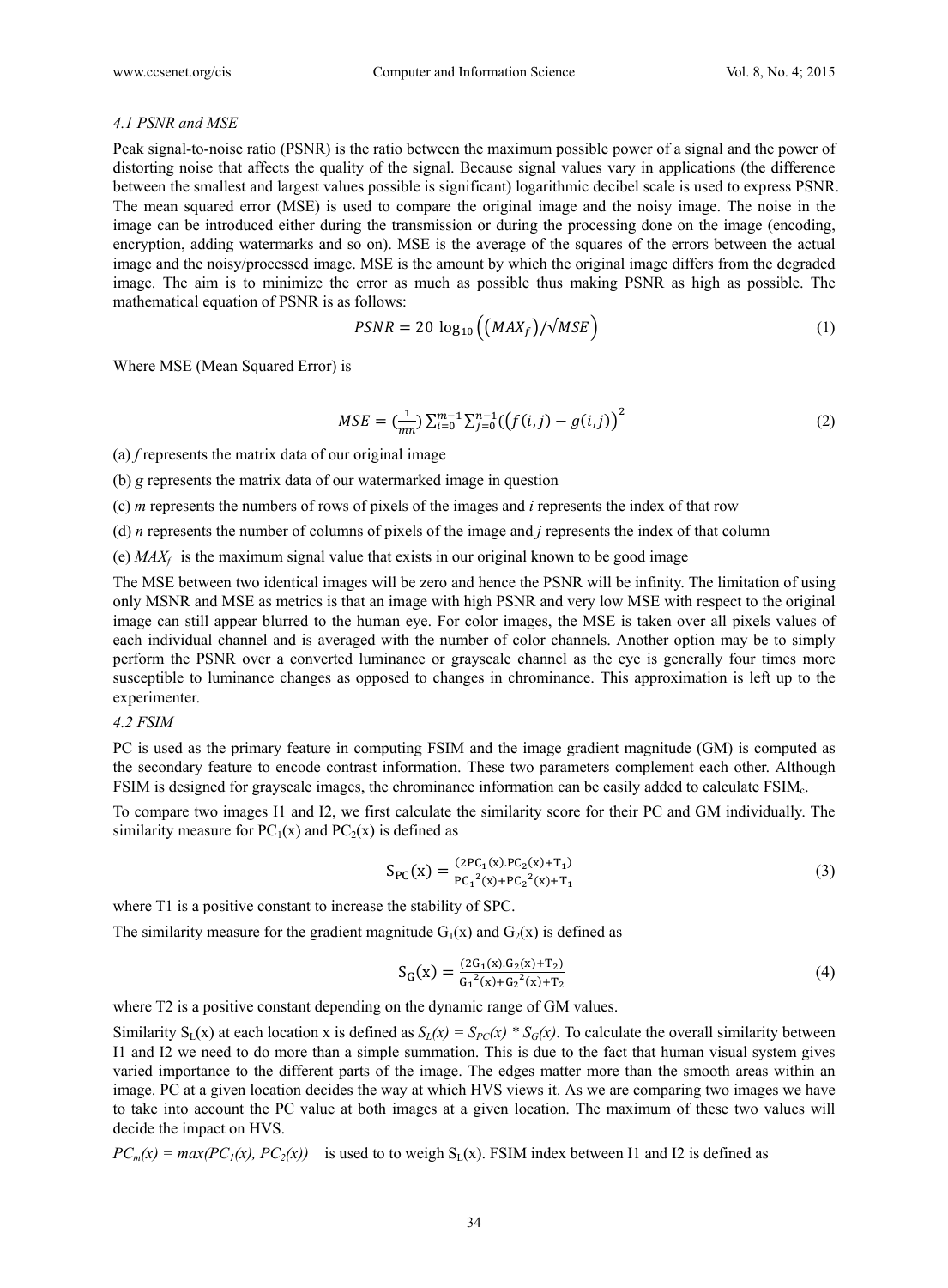#### 4.1 PSNR and MSE

Peak signal-to-noise ratio (PSNR) is the ratio between the maximum possible power of a signal and the power of distorting noise that affects the quality of the signal. Because signal values vary in applications (the difference between the smallest and largest values possible is significant) logarithmic decibel scale is used to express PSNR. The mean squared error (MSE) is used to compare the original image and the noisy image. The noise in the image can be introduced either during the transmission or during the processing done on the image (encoding, encryption, adding watermarks and so on). MSE is the average of the squares of the errors between the actual image and the noisy/processed image. MSE is the amount by which the original image differs from the degraded image. The aim is to minimize the error as much as possible thus making PSNR as high as possible. The mathematical equation of PSNR is as follows:

$$PSNR = 20\ \log_{10}\left(\left(MAX_f\right)/\sqrt{MSE}\right) \tag{1}$$

Where MSE (Mean Squared Error) is

$$MSE = \left(\frac{1}{mn}\right)\sum_{i=0}^{m-1}\sum_{j=0}^{n-1}\left(\left(f(i,j) - g(i,j)\right)\right)^2 \tag{2}$$

(a) *f* represents the matrix data of our original image

(b) *g* represents the matrix data of our watermarked image in question

(c) *m* represents the numbers of rows of pixels of the images and *i* represents the index of that row

(d) *n* represents the number of columns of pixels of the image and *j* represents the index of that column

(e) $MAX_f$ is the maximum signal value that exists in our original known to be good image

The MSE between two identical images will be zero and hence the PSNR will be infinity. The limitation of using only MSNR and MSE as metrics is that an image with high PSNR and very low MSE with respect to the original image can still appear blurred to the human eye. For color images, the MSE is taken over all pixels values of each individual channel and is averaged with the number of color channels. Another option may be to simply perform the PSNR over a converted luminance or grayscale channel as the eye is generally four times more susceptible to luminance changes as opposed to changes in chrominance. This approximation is left up to the experimenter.

#### 4.2 FSIM

PC is used as the primary feature in computing FSIM and the image gradient magnitude (GM) is computed as the secondary feature to encode contrast information. These two parameters complement each other. Although FSIM is designed for grayscale images, the chrominance information can be easily added to calculate $FSIM_c$.

To compare two images I1 and I2, we first calculate the similarity score for their PC and GM individually. The similarity measure for $PC_1(x)$ and $PC_2(x)$ is defined as

$$S_{PC}(x) = \frac{(2PC_1(x).PC_2(x) + T_1)}{PC_1{}^2(x) + PC_2{}^2(x) + T_1} \tag{3}$$

where T1 is a positive constant to increase the stability of SPC.

The similarity measure for the gradient magnitude $G_1(x)$ and $G_2(x)$ is defined as

$$S_G(x) = \frac{(2G_1(x).G_2(x) + T_2)}{G_1{}^2(x) + G_2{}^2(x) + T_2} \tag{4}$$

where T2 is a positive constant depending on the dynamic range of GM values.

Similarity $S_L(x)$ at each location x is defined as $S_L(x) = S_{PC}(x) * S_G(x)$. To calculate the overall similarity between I1 and I2 we need to do more than a simple summation. This is due to the fact that human visual system gives varied importance to the different parts of the image. The edges matter more than the smooth areas within an image. PC at a given location decides the way at which HVS views it. As we are comparing two images we have to take into account the PC value at both images at a given location. The maximum of these two values will decide the impact on HVS.

$PC_m(x) = max(PC_1(x), PC_2(x))$ is used to to weigh $S_L(x)$. FSIM index between I1 and I2 is defined as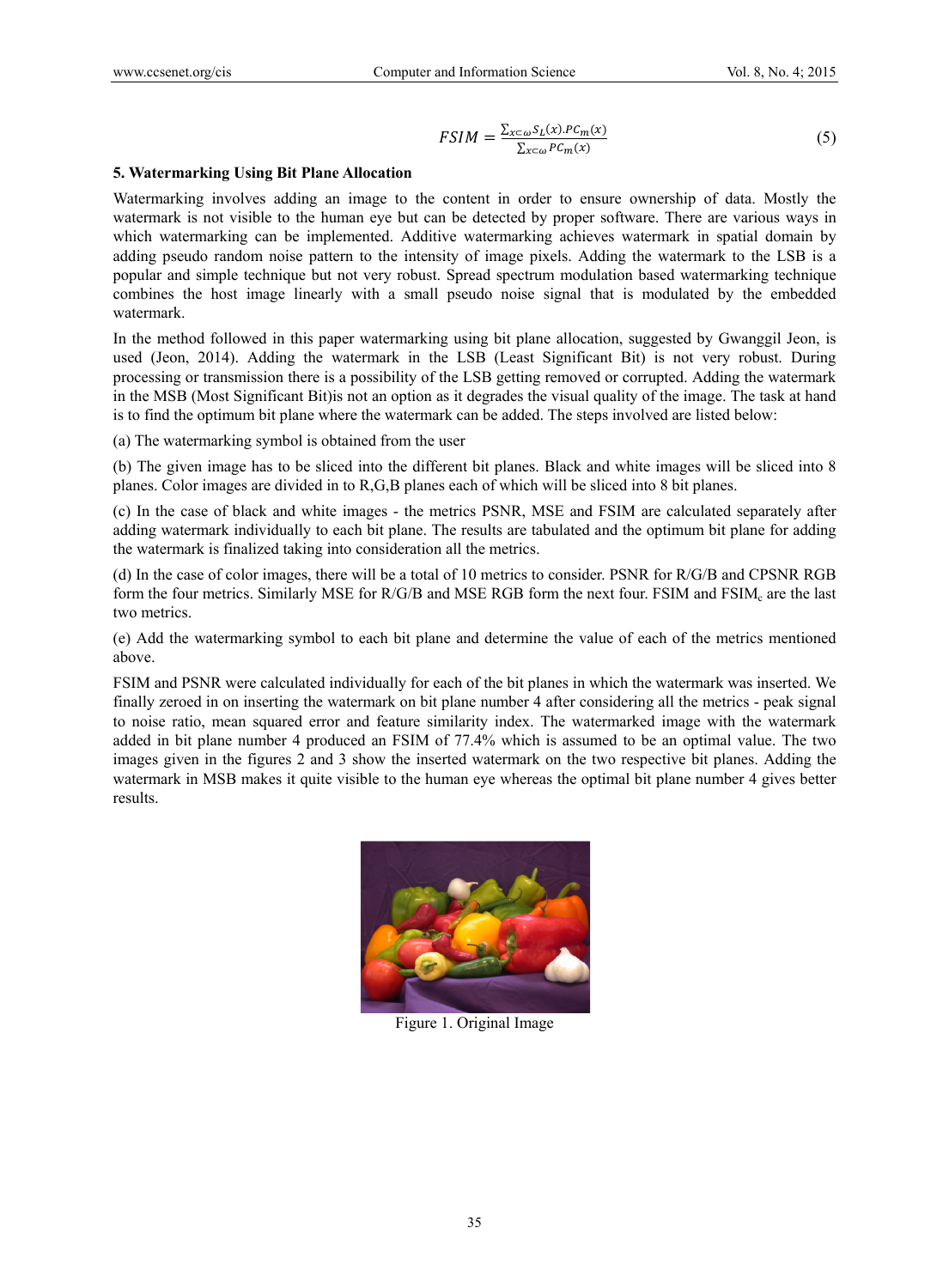$$FSIM = \frac{\sum_{x \subset \omega} S_L(x).PC_m(x)}{\sum_{x \subset \omega} PC_m(x)} \quad (5)$$

## 5. Watermarking Using Bit Plane Allocation

Watermarking involves adding an image to the content in order to ensure ownership of data. Mostly the watermark is not visible to the human eye but can be detected by proper software. There are various ways in which watermarking can be implemented. Additive watermarking achieves watermark in spatial domain by adding pseudo random noise pattern to the intensity of image pixels. Adding the watermark to the LSB is a popular and simple technique but not very robust. Spread spectrum modulation based watermarking technique combines the host image linearly with a small pseudo noise signal that is modulated by the embedded watermark.

In the method followed in this paper watermarking using bit plane allocation, suggested by Gwanggil Jeon, is used (Jeon, 2014). Adding the watermark in the LSB (Least Significant Bit) is not very robust. During processing or transmission there is a possibility of the LSB getting removed or corrupted. Adding the watermark in the MSB (Most Significant Bit)is not an option as it degrades the visual quality of the image. The task at hand is to find the optimum bit plane where the watermark can be added. The steps involved are listed below:

(a) The watermarking symbol is obtained from the user

(b) The given image has to be sliced into the different bit planes. Black and white images will be sliced into 8 planes. Color images are divided in to R,G,B planes each of which will be sliced into 8 bit planes.

(c) In the case of black and white images - the metrics PSNR, MSE and FSIM are calculated separately after adding watermark individually to each bit plane. The results are tabulated and the optimum bit plane for adding the watermark is finalized taking into consideration all the metrics.

(d) In the case of color images, there will be a total of 10 metrics to consider. PSNR for R/G/B and CPSNR RGB form the four metrics. Similarly MSE for R/G/B and MSE RGB form the next four. FSIM and $FSIM_c$ are the last two metrics.

(e) Add the watermarking symbol to each bit plane and determine the value of each of the metrics mentioned above.

FSIM and PSNR were calculated individually for each of the bit planes in which the watermark was inserted. We finally zeroed in on inserting the watermark on bit plane number 4 after considering all the metrics - peak signal to noise ratio, mean squared error and feature similarity index. The watermarked image with the watermark added in bit plane number 4 produced an FSIM of 77.4% which is assumed to be an optimal value. The two images given in the figures 2 and 3 show the inserted watermark on the two respective bit planes. Adding the watermark in MSB makes it quite visible to the human eye whereas the optimal bit plane number 4 gives better results.

Figure 1. Original Image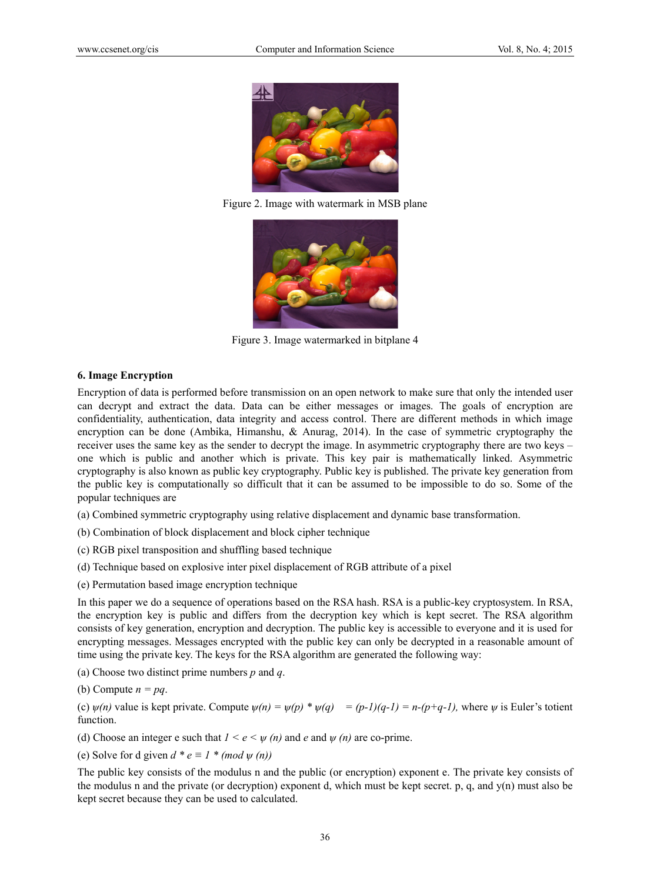Figure 2. Image with watermark in MSB plane

Figure 3. Image watermarked in bitplane 4

**6. Image Encryption**

Encryption of data is performed before transmission on an open network to make sure that only the intended user can decrypt and extract the data. Data can be either messages or images. The goals of encryption are confidentiality, authentication, data integrity and access control. There are different methods in which image encryption can be done (Ambika, Himanshu, & Anurag, 2014). In the case of symmetric cryptography the receiver uses the same key as the sender to decrypt the image. In asymmetric cryptography there are two keys – one which is public and another which is private. This key pair is mathematically linked. Asymmetric cryptography is also known as public key cryptography. Public key is published. The private key generation from the public key is computationally so difficult that it can be assumed to be impossible to do so. Some of the popular techniques are

(a) Combined symmetric cryptography using relative displacement and dynamic base transformation.

(b) Combination of block displacement and block cipher technique

(c) RGB pixel transposition and shuffling based technique

(d) Technique based on explosive inter pixel displacement of RGB attribute of a pixel

(e) Permutation based image encryption technique

In this paper we do a sequence of operations based on the RSA hash. RSA is a public-key cryptosystem. In RSA, the encryption key is public and differs from the decryption key which is kept secret. The RSA algorithm consists of key generation, encryption and decryption. The public key is accessible to everyone and it is used for encrypting messages. Messages encrypted with the public key can only be decrypted in a reasonable amount of time using the private key. The keys for the RSA algorithm are generated the following way:

(a) Choose two distinct prime numbers $p$ and $q$.

(b) Compute $n = pq$.

(c) $\psi(n)$ value is kept private. Compute $\psi(n) = \psi(p) * \psi(q) = (p-1)(q-1) = n-(p+q-1)$, where $\psi$ is Euler's totient function.

(d) Choose an integer e such that $1 < e < \psi(n)$ and $e$ and $\psi(n)$ are co-prime.

(e) Solve for d given $d * e \equiv 1 * (\text{mod } \psi(n))$

The public key consists of the modulus n and the public (or encryption) exponent e. The private key consists of the modulus n and the private (or decryption) exponent d, which must be kept secret. p, q, and y(n) must also be kept secret because they can be used to calculated.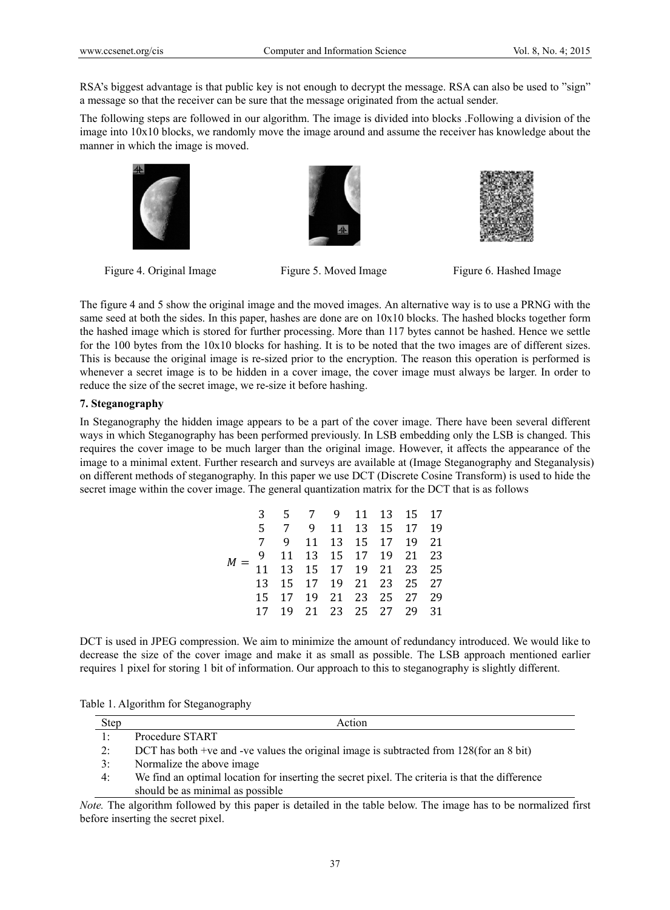RSA's biggest advantage is that public key is not enough to decrypt the message. RSA can also be used to "sign" a message so that the receiver can be sure that the message originated from the actual sender.

The following steps are followed in our algorithm. The image is divided into blocks .Following a division of the image into 10x10 blocks, we randomly move the image around and assume the receiver has knowledge about the manner in which the image is moved.

Figure 4. Original Image

Figure 5. Moved Image

Figure 6. Hashed Image

The figure 4 and 5 show the original image and the moved images. An alternative way is to use a PRNG with the same seed at both the sides. In this paper, hashes are done are on 10x10 blocks. The hashed blocks together form the hashed image which is stored for further processing. More than 117 bytes cannot be hashed. Hence we settle for the 100 bytes from the 10x10 blocks for hashing. It is to be noted that the two images are of different sizes. This is because the original image is re-sized prior to the encryption. The reason this operation is performed is whenever a secret image is to be hidden in a cover image, the cover image must always be larger. In order to reduce the size of the secret image, we re-size it before hashing.

**7. Steganography**

In Steganography the hidden image appears to be a part of the cover image. There have been several different ways in which Steganography has been performed previously. In LSB embedding only the LSB is changed. This requires the cover image to be much larger than the original image. However, it affects the appearance of the image to a minimal extent. Further research and surveys are available at (Image Steganography and Steganalysis) on different methods of steganography. In this paper we use DCT (Discrete Cosine Transform) is used to hide the secret image within the cover image. The general quantization matrix for the DCT that is as follows

$$M = \begin{matrix} 3 & 5 & 7 & 9 & 11 & 13 & 15 & 17 \\ 5 & 7 & 9 & 11 & 13 & 15 & 17 & 19 \\ 7 & 9 & 11 & 13 & 15 & 17 & 19 & 21 \\ 9 & 11 & 13 & 15 & 17 & 19 & 21 & 23 \\ 11 & 13 & 15 & 17 & 19 & 21 & 23 & 25 \\ 13 & 15 & 17 & 19 & 21 & 23 & 25 & 27 \\ 15 & 17 & 19 & 21 & 23 & 25 & 27 & 29 \\ 17 & 19 & 21 & 23 & 25 & 27 & 29 & 31 \end{matrix}$$

DCT is used in JPEG compression. We aim to minimize the amount of redundancy introduced. We would like to decrease the size of the cover image and make it as small as possible. The LSB approach mentioned earlier requires 1 pixel for storing 1 bit of information. Our approach to this to steganography is slightly different.

Table 1. Algorithm for Steganography

| Step | Action |
|---|---|
| 1: | Procedure START |
| 2: | DCT has both +ve and -ve values the original image is subtracted from 128(for an 8 bit) |
| 3: | Normalize the above image |
| 4: | We find an optimal location for inserting the secret pixel. The criteria is that the difference should be as minimal as possible |

*Note.* The algorithm followed by this paper is detailed in the table below. The image has to be normalized first before inserting the secret pixel.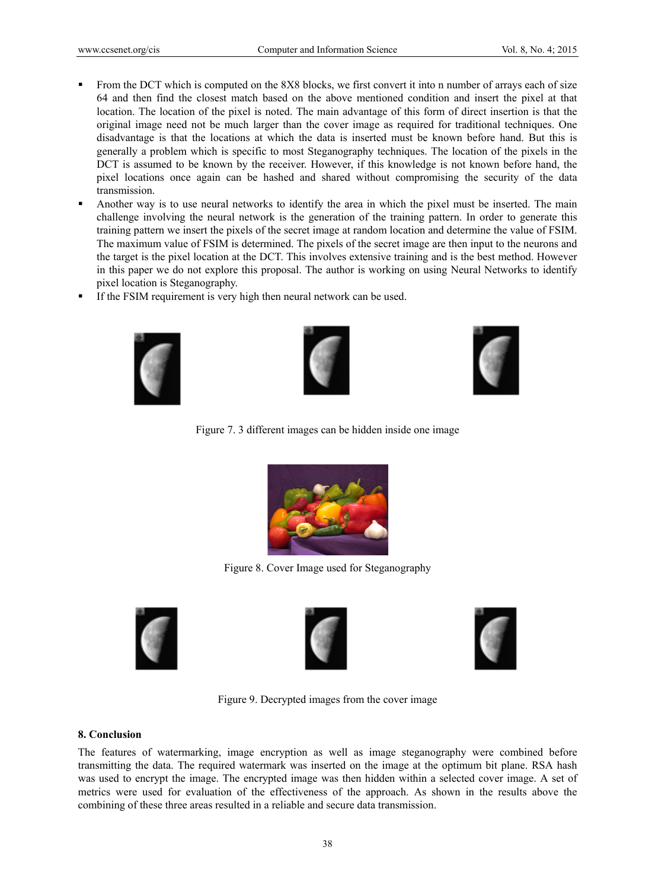- From the DCT which is computed on the 8X8 blocks, we first convert it into n number of arrays each of size 64 and then find the closest match based on the above mentioned condition and insert the pixel at that location. The location of the pixel is noted. The main advantage of this form of direct insertion is that the original image need not be much larger than the cover image as required for traditional techniques. One disadvantage is that the locations at which the data is inserted must be known before hand. But this is generally a problem which is specific to most Steganography techniques. The location of the pixels in the DCT is assumed to be known by the receiver. However, if this knowledge is not known before hand, the pixel locations once again can be hashed and shared without compromising the security of the data transmission.
- Another way is to use neural networks to identify the area in which the pixel must be inserted. The main challenge involving the neural network is the generation of the training pattern. In order to generate this training pattern we insert the pixels of the secret image at random location and determine the value of FSIM. The maximum value of FSIM is determined. The pixels of the secret image are then input to the neurons and the target is the pixel location at the DCT. This involves extensive training and is the best method. However in this paper we do not explore this proposal. The author is working on using Neural Networks to identify pixel location is Steganography.
- If the FSIM requirement is very high then neural network can be used.

Figure 7. 3 different images can be hidden inside one image

Figure 8. Cover Image used for Steganography

Figure 9. Decrypted images from the cover image

## 8. Conclusion

The features of watermarking, image encryption as well as image steganography were combined before transmitting the data. The required watermark was inserted on the image at the optimum bit plane. RSA hash was used to encrypt the image. The encrypted image was then hidden within a selected cover image. A set of metrics were used for evaluation of the effectiveness of the approach. As shown in the results above the combining of these three areas resulted in a reliable and secure data transmission.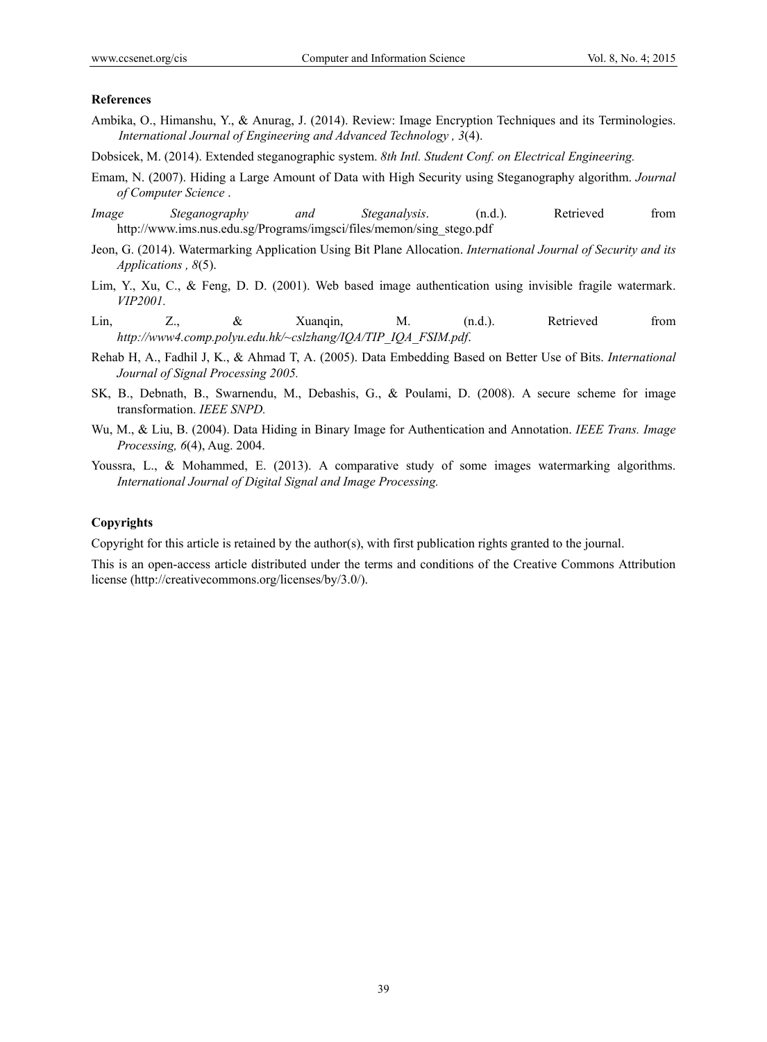### References

Ambika, O., Himanshu, Y., & Anurag, J. (2014). Review: Image Encryption Techniques and its Terminologies. *International Journal of Engineering and Advanced Technology , 3*(4).

Dobsicek, M. (2014). Extended steganographic system. *8th Intl. Student Conf. on Electrical Engineering.*

Emam, N. (2007). Hiding a Large Amount of Data with High Security using Steganography algorithm. *Journal of Computer Science* .

*Image Steganography and Steganalysis*. (n.d.). Retrieved from http://www.ims.nus.edu.sg/Programs/imgsci/files/memon/sing_stego.pdf

Jeon, G. (2014). Watermarking Application Using Bit Plane Allocation. *International Journal of Security and its Applications , 8*(5).

Lim, Y., Xu, C., & Feng, D. D. (2001). Web based image authentication using invisible fragile watermark. *VIP2001.*

Lin, Z., & Xuanqin, M. (n.d.). Retrieved from *http://www4.comp.polyu.edu.hk/~cslzhang/IQA/TIP_IQA_FSIM.pdf*.

Rehab H, A., Fadhil J, K., & Ahmad T, A. (2005). Data Embedding Based on Better Use of Bits. *International Journal of Signal Processing 2005.*

SK, B., Debnath, B., Swarnendu, M., Debashis, G., & Poulami, D. (2008). A secure scheme for image transformation. *IEEE SNPD.*

Wu, M., & Liu, B. (2004). Data Hiding in Binary Image for Authentication and Annotation. *IEEE Trans. Image Processing, 6*(4), Aug. 2004.

Youssra, L., & Mohammed, E. (2013). A comparative study of some images watermarking algorithms. *International Journal of Digital Signal and Image Processing.*

### Copyrights

Copyright for this article is retained by the author(s), with first publication rights granted to the journal.

This is an open-access article distributed under the terms and conditions of the Creative Commons Attribution license (http://creativecommons.org/licenses/by/3.0/).